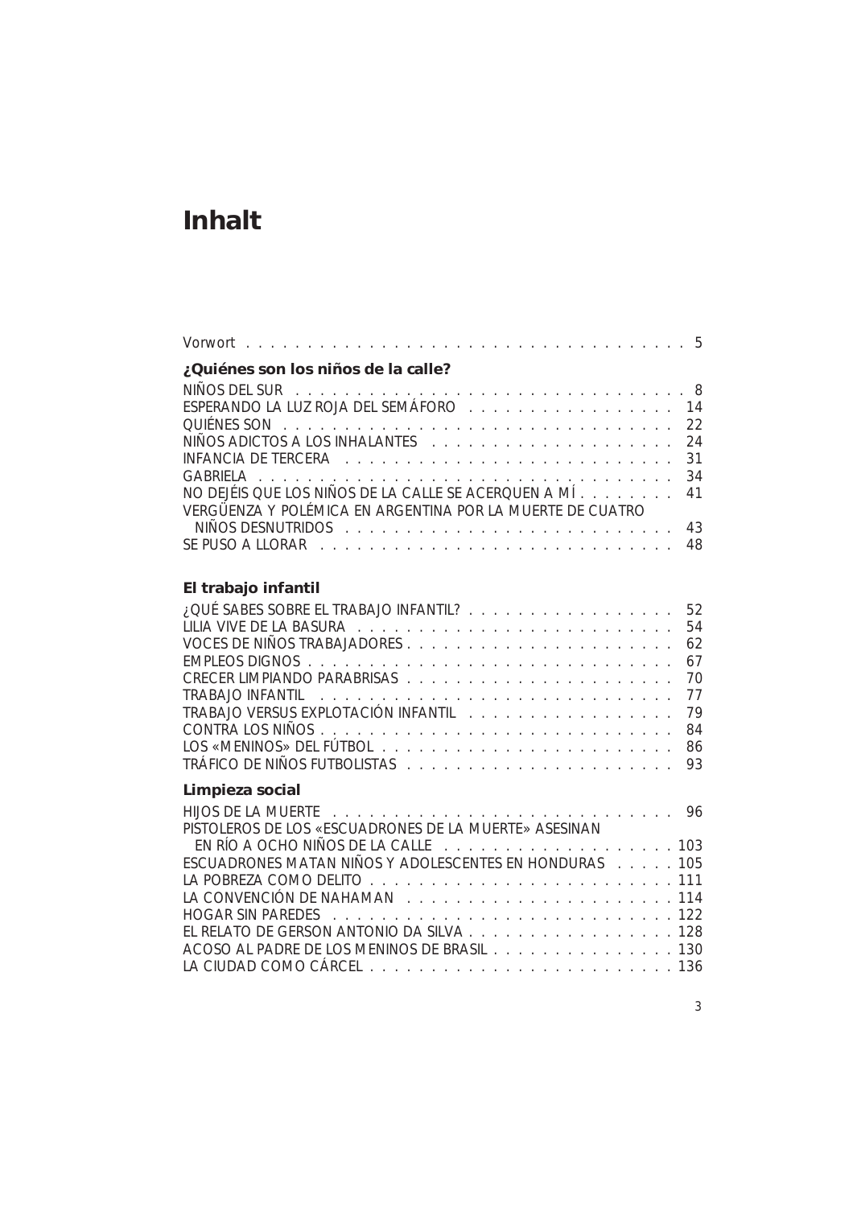# Inhalt

Vorwort . . . . . . . . . . . . . . . . . . . . . . . . . . . . . . . . . . . . 5

## ¿Quiénes son los niños de la calle?

NIÑOS DEL SUR . . . . . . . . . . . . . . . . . . . . . . . . . . . . . . . . 8
ESPERANDO LA LUZ ROJA DEL SEMÁFORO . . . . . . . . . . . . . . . . 14
QUIÉNES SON . . . . . . . . . . . . . . . . . . . . . . . . . . . . . . . . 22
NIÑOS ADICTOS A LOS INHALANTES . . . . . . . . . . . . . . . . . . . 24
INFANCIA DE TERCERA . . . . . . . . . . . . . . . . . . . . . . . . . . . 31
GABRIELA . . . . . . . . . . . . . . . . . . . . . . . . . . . . . . . . . . . 34
NO DEJÉIS QUE LOS NIÑOS DE LA CALLE SE ACERQUEN A MÍ . . . . . . . . 41
VERGÜENZA Y POLÉMICA EN ARGENTINA POR LA MUERTE DE CUATRO NIÑOS DESNUTRIDOS . . . . . . . . . . . . . . . . . . . . . . . . . 43
SE PUSO A LLORAR . . . . . . . . . . . . . . . . . . . . . . . . . . . 48

## El trabajo infantil

¿QUÉ SABES SOBRE EL TRABAJO INFANTIL? . . . . . . . . . . . . . . . . . 52
LILIA VIVE DE LA BASURA . . . . . . . . . . . . . . . . . . . . . . . . . 54
VOCES DE NIÑOS TRABAJADORES . . . . . . . . . . . . . . . . . . . . . 62
EMPLEOS DIGNOS . . . . . . . . . . . . . . . . . . . . . . . . . . . . . 67
CRECER LIMPIANDO PARABRISAS . . . . . . . . . . . . . . . . . . . . . 70
TRABAJO INFANTIL . . . . . . . . . . . . . . . . . . . . . . . . . . . . . 77
TRABAJO VERSUS EXPLOTACIÓN INFANTIL . . . . . . . . . . . . . . . . . 79
CONTRA LOS NIÑOS . . . . . . . . . . . . . . . . . . . . . . . . . . . . 84
LOS «MENINOS» DEL FÚTBOL . . . . . . . . . . . . . . . . . . . . . . . 86
TRÁFICO DE NIÑOS FUTBOLISTAS . . . . . . . . . . . . . . . . . . . . . 93

## Limpieza social

HIJOS DE LA MUERTE . . . . . . . . . . . . . . . . . . . . . . . . . . . 96
PISTOLEROS DE LOS «ESCUADRONES DE LA MUERTE» ASESINAN EN RÍO A OCHO NIÑOS DE LA CALLE . . . . . . . . . . . . . . . . . . . 103
ESCUADRONES MATAN NIÑOS Y ADOLESCENTES EN HONDURAS . . . . . 105
LA POBREZA COMO DELITO . . . . . . . . . . . . . . . . . . . . . . . . 111
LA CONVENCIÓN DE NAHAMAN . . . . . . . . . . . . . . . . . . . . . . 114
HOGAR SIN PAREDES . . . . . . . . . . . . . . . . . . . . . . . . . . . 122
EL RELATO DE GERSON ANTONIO DA SILVA . . . . . . . . . . . . . . . . 128
ACOSO AL PADRE DE LOS MENINOS DE BRASIL . . . . . . . . . . . . . . 130
LA CIUDAD COMO CÁRCEL . . . . . . . . . . . . . . . . . . . . . . . . 136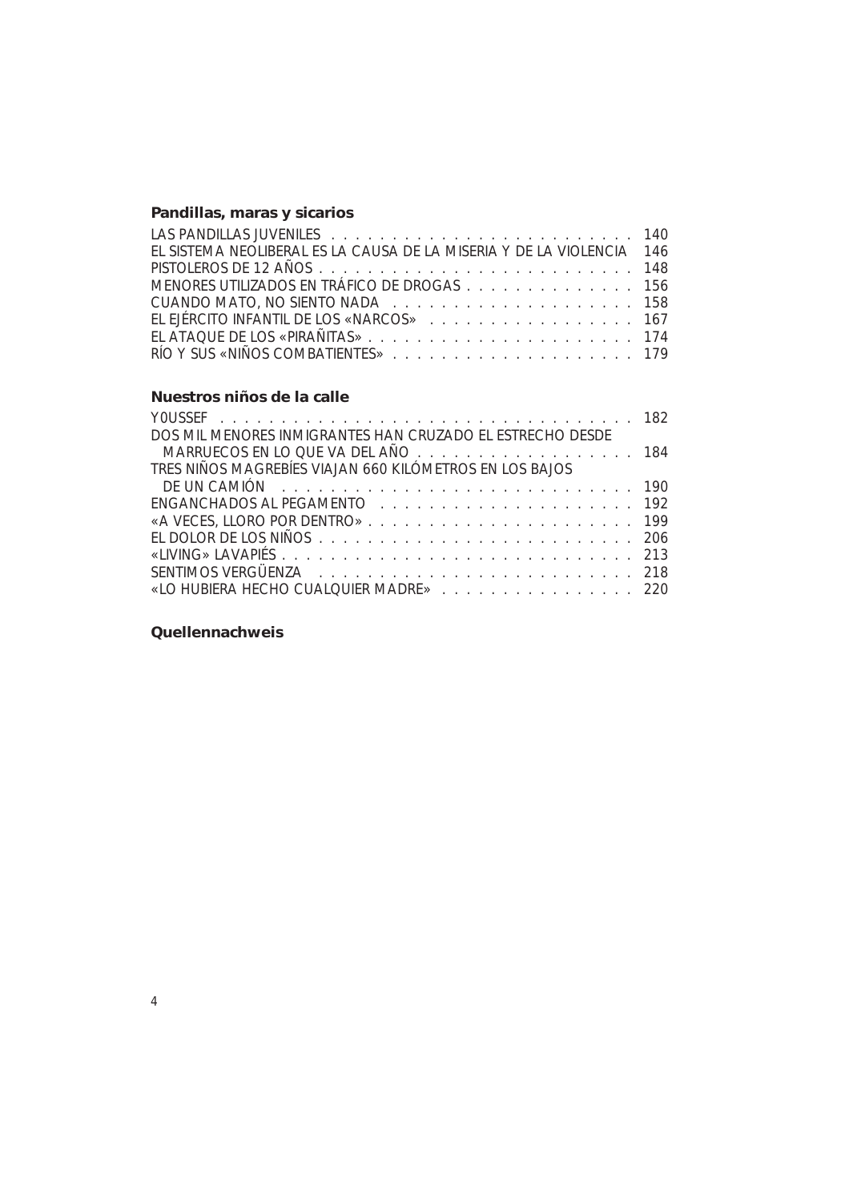### Pandillas, maras y sicarios

LAS PANDILLAS JUVENILES . . . . . . . . . . . . . . . . . . . . . . . . . . 140
EL SISTEMA NEOLIBERAL ES LA CAUSA DE LA MISERIA Y DE LA VIOLENCIA 146
PISTOLEROS DE 12 AÑOS . . . . . . . . . . . . . . . . . . . . . . . . . . . 148
MENORES UTILIZADOS EN TRÁFICO DE DROGAS . . . . . . . . . . . . . . 156
CUANDO MATO, NO SIENTO NADA . . . . . . . . . . . . . . . . . . . . . 158
EL EJÉRCITO INFANTIL DE LOS «NARCOS» . . . . . . . . . . . . . . . . . 167
EL ATAQUE DE LOS «PIRAÑITAS» . . . . . . . . . . . . . . . . . . . . . . 174
RÍO Y SUS «NIÑOS COMBATIENTES» . . . . . . . . . . . . . . . . . . . . 179

### Nuestros niños de la calle

Y0USSEF . . . . . . . . . . . . . . . . . . . . . . . . . . . . . . . . . . . 182
DOS MIL MENORES INMIGRANTES HAN CRUZADO EL ESTRECHO DESDE MARRUECOS EN LO QUE VA DEL AÑO . . . . . . . . . . . . . . . . . . 184
TRES NIÑOS MAGREBÍES VIAJAN 660 KILÓMETROS EN LOS BAJOS DE UN CAMIÓN . . . . . . . . . . . . . . . . . . . . . . . . . . . . . 190
ENGANCHADOS AL PEGAMENTO . . . . . . . . . . . . . . . . . . . . . . 192
«A VECES, LLORO POR DENTRO» . . . . . . . . . . . . . . . . . . . . . . 199
EL DOLOR DE LOS NIÑOS . . . . . . . . . . . . . . . . . . . . . . . . . . 206
«LIVING» LAVAPIÉS . . . . . . . . . . . . . . . . . . . . . . . . . . . . . 213
SENTIMOS VERGÜENZA . . . . . . . . . . . . . . . . . . . . . . . . . . . 218
«LO HUBIERA HECHO CUALQUIER MADRE» . . . . . . . . . . . . . . . . 220

### Quellennachweis